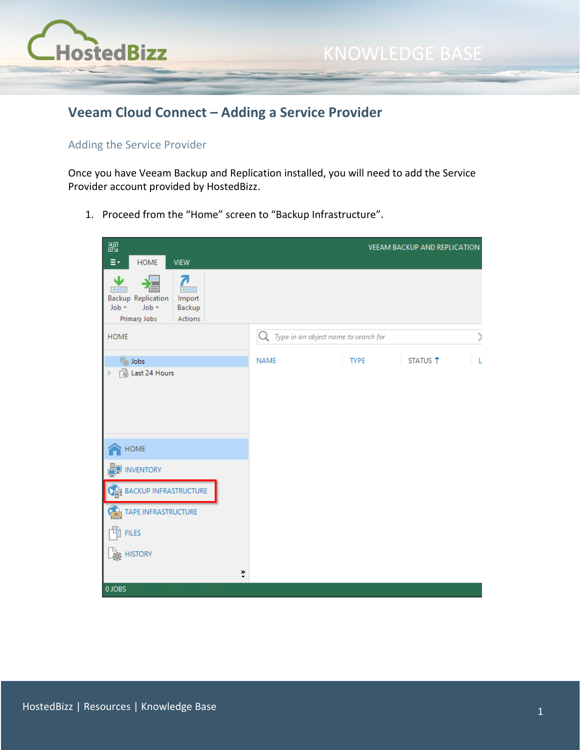# Veeam Cloud Connect – Adding a Service Provider

## Adding the Service Provider

Once you have Veeam Backup and Replication installed, you will need to add the Service Provider account provided by HostedBizz.

1. Proceed from the "Home" screen to "Backup Infrastructure".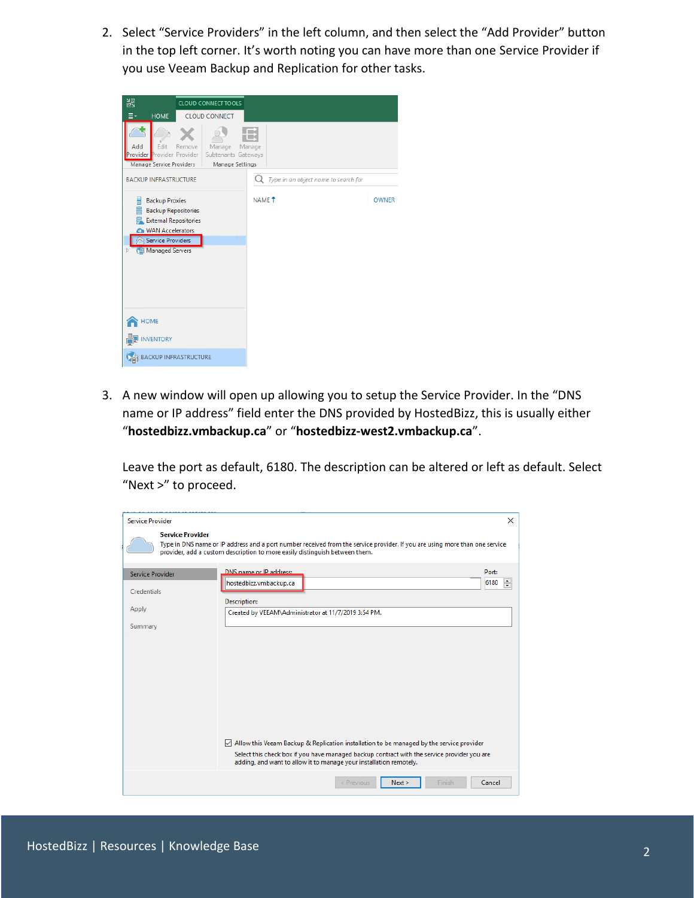2. Select “Service Providers” in the left column, and then select the “Add Provider” button in the top left corner. It’s worth noting you can have more than one Service Provider if you use Veeam Backup and Replication for other tasks.

3. A new window will open up allowing you to setup the Service Provider. In the “DNS name or IP address” field enter the DNS provided by HostedBizz, this is usually either “**hostedbizz.vmbackup.ca**” or “**hostedbizz-west2.vmbackup.ca**”.

   Leave the port as default, 6180. The description can be altered or left as default. Select “Next >” to proceed.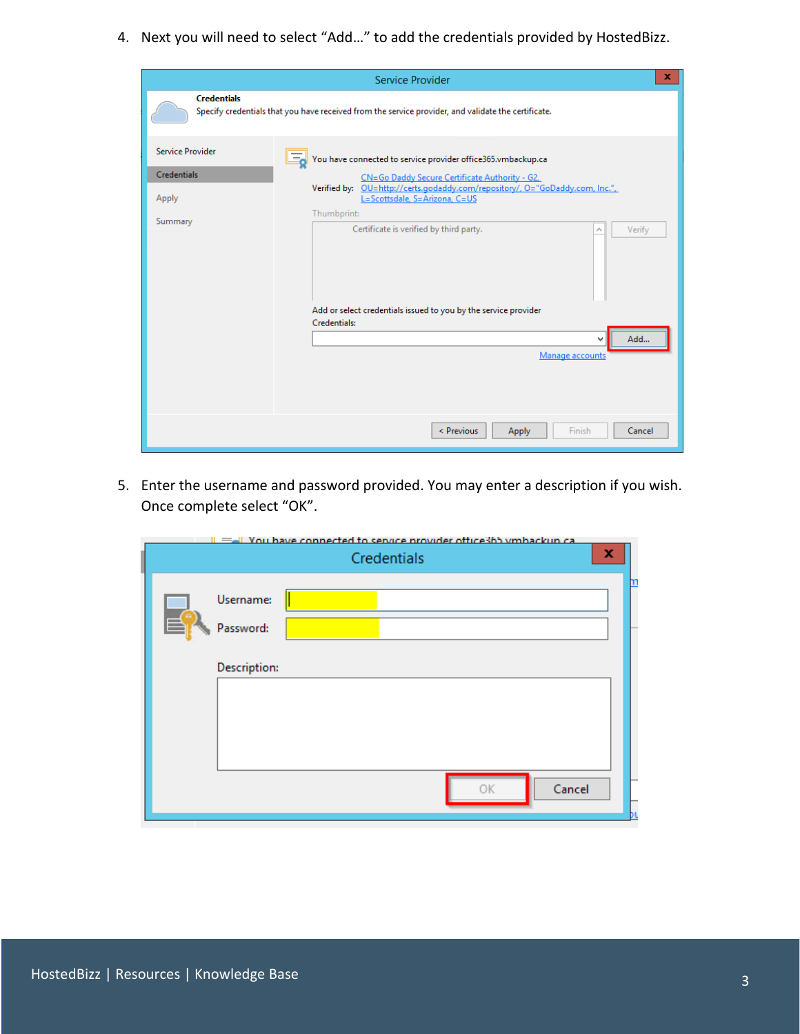4. Next you will need to select “Add…” to add the credentials provided by HostedBizz.

5. Enter the username and password provided. You may enter a description if you wish. Once complete select “OK”.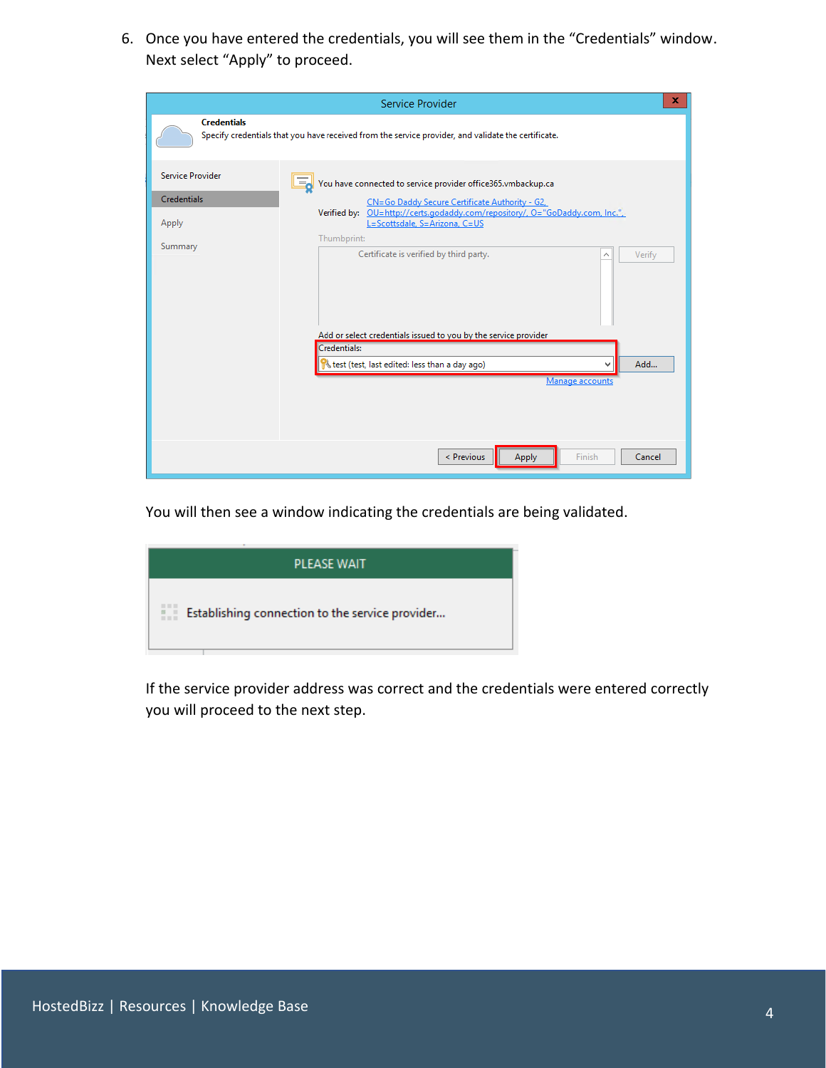6. Once you have entered the credentials, you will see them in the "Credentials" window. Next select "Apply" to proceed.

You will then see a window indicating the credentials are being validated.

If the service provider address was correct and the credentials were entered correctly you will proceed to the next step.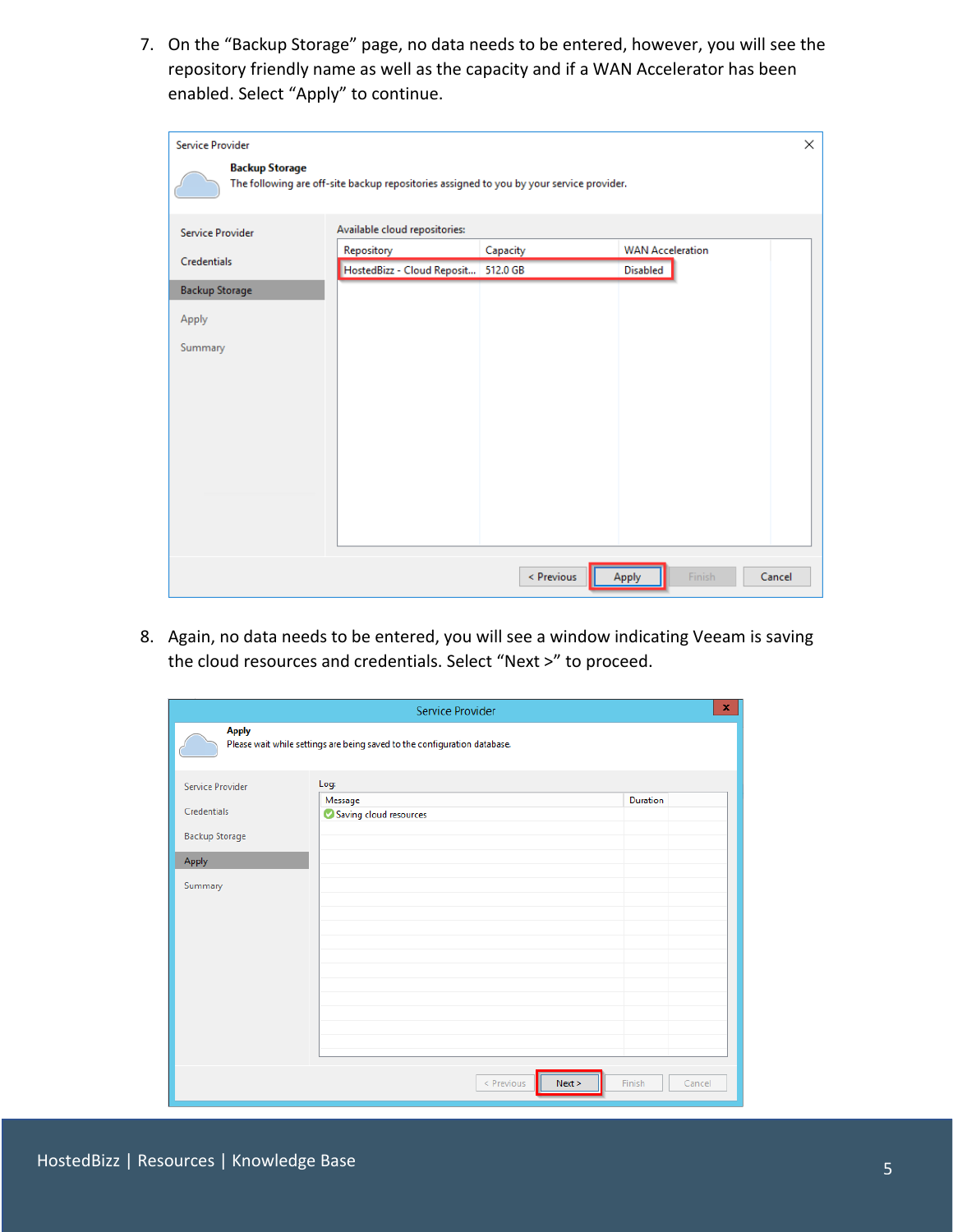7. On the “Backup Storage” page, no data needs to be entered, however, you will see the repository friendly name as well as the capacity and if a WAN Accelerator has been enabled. Select “Apply” to continue.

8. Again, no data needs to be entered, you will see a window indicating Veeam is saving the cloud resources and credentials. Select “Next >” to proceed.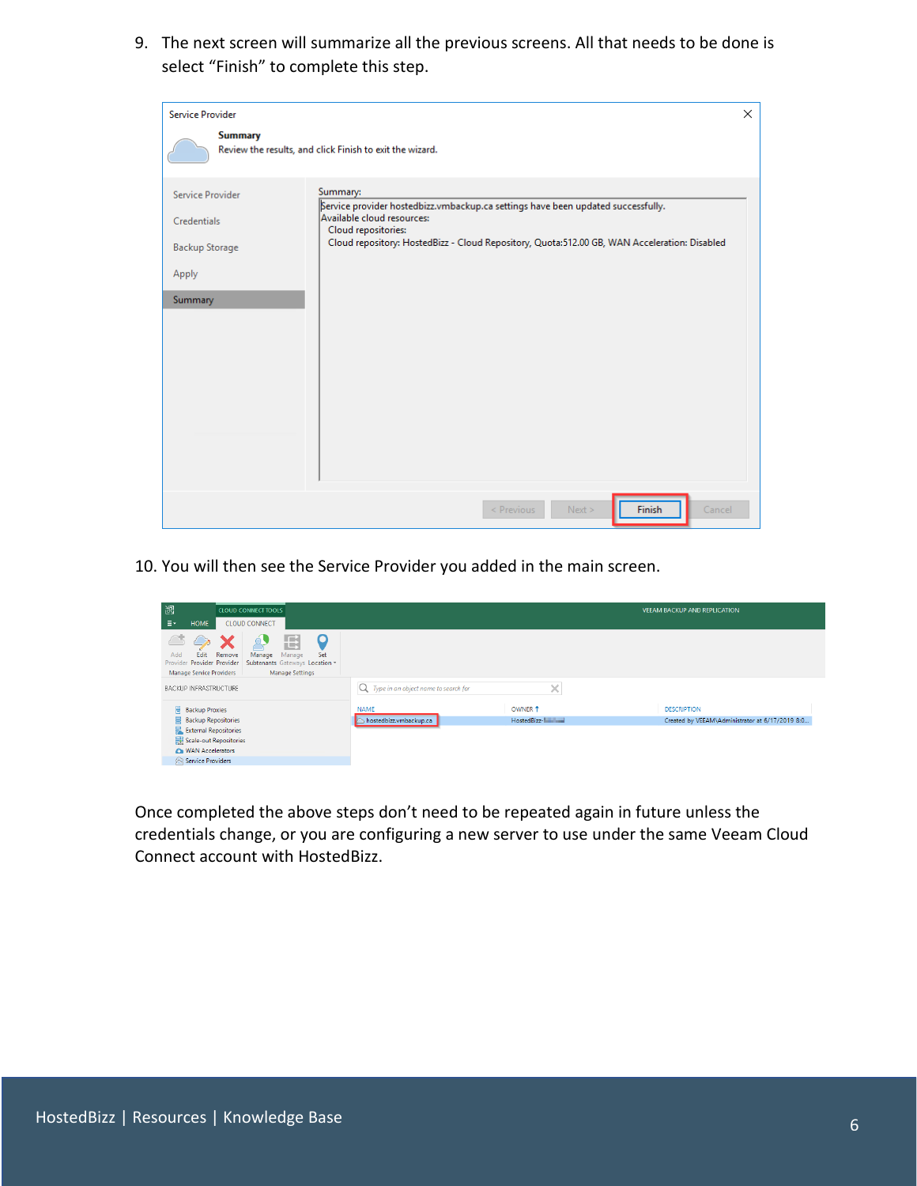9. The next screen will summarize all the previous screens. All that needs to be done is select “Finish” to complete this step.

10. You will then see the Service Provider you added in the main screen.

Once completed the above steps don’t need to be repeated again in future unless the credentials change, or you are configuring a new server to use under the same Veeam Cloud Connect account with HostedBizz.